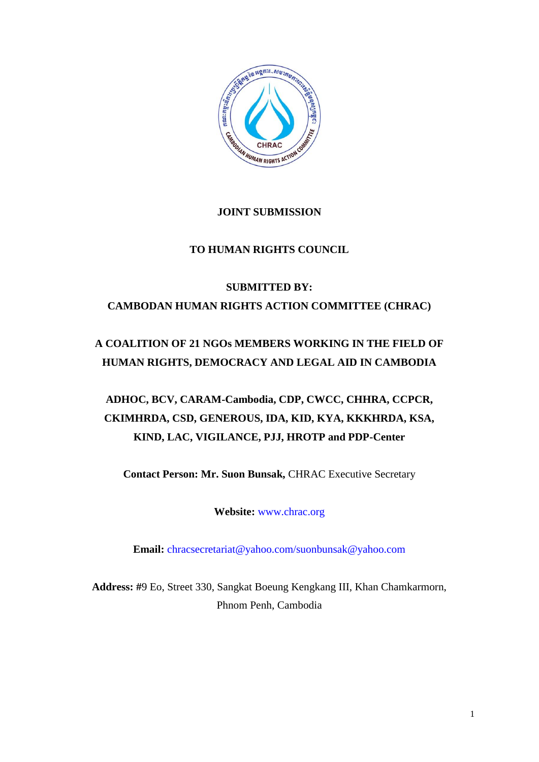**JOINT SUBMISSION**

**TO HUMAN RIGHTS COUNCIL**

**SUBMITTED BY:**

**CAMBODAN HUMAN RIGHTS ACTION COMMITTEE (CHRAC)**

**A COALITION OF 21 NGOs MEMBERS WORKING IN THE FIELD OF HUMAN RIGHTS, DEMOCRACY AND LEGAL AID IN CAMBODIA**

**ADHOC, BCV, CARAM-Cambodia, CDP, CWCC, CHHRA, CCPCR, CKIMHRDA, CSD, GENEROUS, IDA, KID, KYA, KKKHRDA, KSA, KIND, LAC, VIGILANCE, PJJ, HROTP and PDP-Center**

**Contact Person: Mr. Suon Bunsak,** CHRAC Executive Secretary

**Website:** www.chrac.org

**Email:** chracsecretariat@yahoo.com/suonbunsak@yahoo.com

**Address:** #9 Eo, Street 330, Sangkat Boeung Kengkang III, Khan Chamkarmorn, Phnom Penh, Cambodia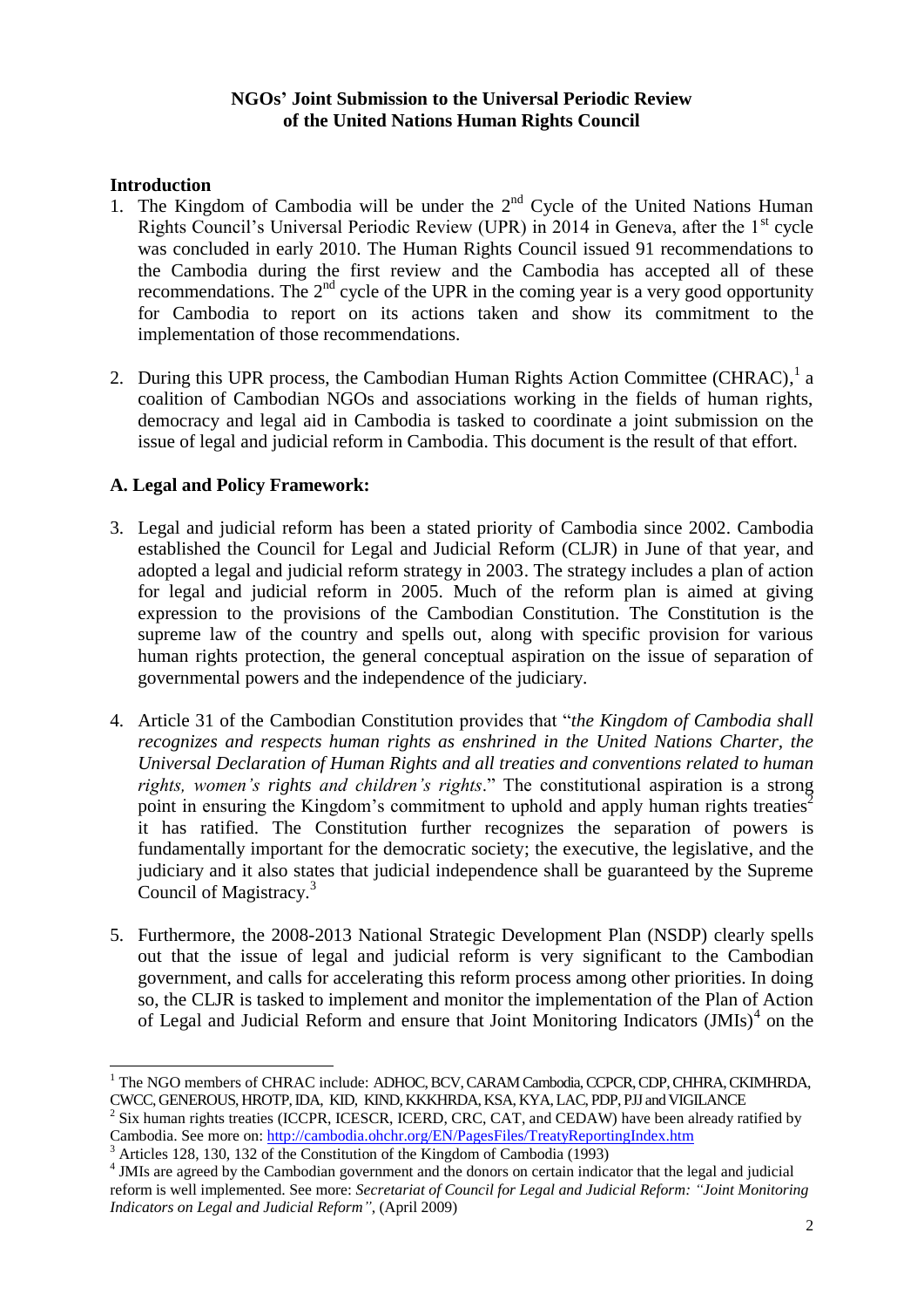**NGOs' Joint Submission to the Universal Periodic Review of the United Nations Human Rights Council**

## Introduction

1. The Kingdom of Cambodia will be under the 2nd Cycle of the United Nations Human Rights Council's Universal Periodic Review (UPR) in 2014 in Geneva, after the 1st cycle was concluded in early 2010. The Human Rights Council issued 91 recommendations to the Cambodia during the first review and the Cambodia has accepted all of these recommendations. The 2nd cycle of the UPR in the coming year is a very good opportunity for Cambodia to report on its actions taken and show its commitment to the implementation of those recommendations.

2. During this UPR process, the Cambodian Human Rights Action Committee (CHRAC),[1] a coalition of Cambodian NGOs and associations working in the fields of human rights, democracy and legal aid in Cambodia is tasked to coordinate a joint submission on the issue of legal and judicial reform in Cambodia. This document is the result of that effort.

## A. Legal and Policy Framework:

3. Legal and judicial reform has been a stated priority of Cambodia since 2002. Cambodia established the Council for Legal and Judicial Reform (CLJR) in June of that year, and adopted a legal and judicial reform strategy in 2003. The strategy includes a plan of action for legal and judicial reform in 2005. Much of the reform plan is aimed at giving expression to the provisions of the Cambodian Constitution. The Constitution is the supreme law of the country and spells out, along with specific provision for various human rights protection, the general conceptual aspiration on the issue of separation of governmental powers and the independence of the judiciary.

4. Article 31 of the Cambodian Constitution provides that "*the Kingdom of Cambodia shall recognizes and respects human rights as enshrined in the United Nations Charter, the Universal Declaration of Human Rights and all treaties and conventions related to human rights, women's rights and children's rights*." The constitutional aspiration is a strong point in ensuring the Kingdom's commitment to uphold and apply human rights treaties[2] it has ratified. The Constitution further recognizes the separation of powers is fundamentally important for the democratic society; the executive, the legislative, and the judiciary and it also states that judicial independence shall be guaranteed by the Supreme Council of Magistracy.[3]

5. Furthermore, the 2008-2013 National Strategic Development Plan (NSDP) clearly spells out that the issue of legal and judicial reform is very significant to the Cambodian government, and calls for accelerating this reform process among other priorities. In doing so, the CLJR is tasked to implement and monitor the implementation of the Plan of Action of Legal and Judicial Reform and ensure that Joint Monitoring Indicators (JMIs)[4] on the

---

[1] The NGO members of CHRAC include: ADHOC, BCV, CARAM Cambodia, CCPCR, CDP, CHHRA, CKIMHRDA, CWCC, GENEROUS, HROTP, IDA, KID, KIND, KKKHRDA, KSA, KYA, LAC, PDP, PJJ and VIGILANCE

[2] Six human rights treaties (ICCPR, ICESCR, ICERD, CRC, CAT, and CEDAW) have been already ratified by Cambodia. See more on: http://cambodia.ohchr.org/EN/PagesFiles/TreatyReportingIndex.htm

[3] Articles 128, 130, 132 of the Constitution of the Kingdom of Cambodia (1993)

[4] JMIs are agreed by the Cambodian government and the donors on certain indicator that the legal and judicial reform is well implemented. See more: *Secretariat of Council for Legal and Judicial Reform: "Joint Monitoring Indicators on Legal and Judicial Reform"*, (April 2009)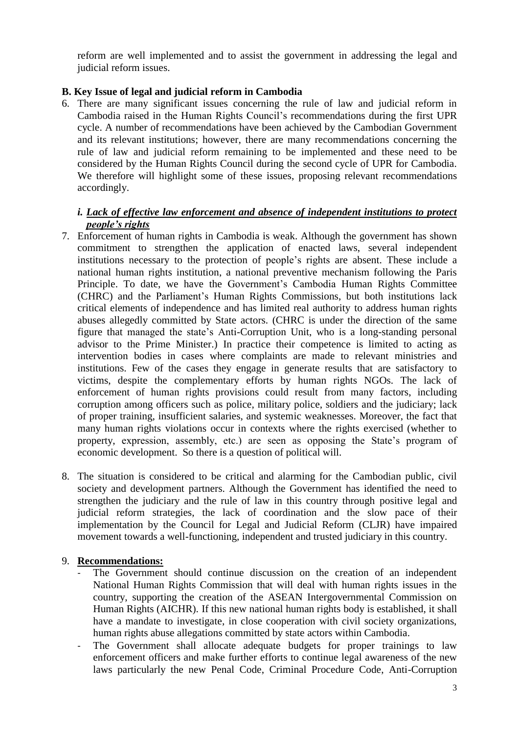reform are well implemented and to assist the government in addressing the legal and judicial reform issues.

## B. Key Issue of legal and judicial reform in Cambodia

6. There are many significant issues concerning the rule of law and judicial reform in Cambodia raised in the Human Rights Council's recommendations during the first UPR cycle. A number of recommendations have been achieved by the Cambodian Government and its relevant institutions; however, there are many recommendations concerning the rule of law and judicial reform remaining to be implemented and these need to be considered by the Human Rights Council during the second cycle of UPR for Cambodia. We therefore will highlight some of these issues, proposing relevant recommendations accordingly.

### *i. Lack of effective law enforcement and absence of independent institutions to protect people's rights*

7. Enforcement of human rights in Cambodia is weak. Although the government has shown commitment to strengthen the application of enacted laws, several independent institutions necessary to the protection of people's rights are absent. These include a national human rights institution, a national preventive mechanism following the Paris Principle. To date, we have the Government's Cambodia Human Rights Committee (CHRC) and the Parliament's Human Rights Commissions, but both institutions lack critical elements of independence and has limited real authority to address human rights abuses allegedly committed by State actors. (CHRC is under the direction of the same figure that managed the state's Anti-Corruption Unit, who is a long-standing personal advisor to the Prime Minister.) In practice their competence is limited to acting as intervention bodies in cases where complaints are made to relevant ministries and institutions. Few of the cases they engage in generate results that are satisfactory to victims, despite the complementary efforts by human rights NGOs. The lack of enforcement of human rights provisions could result from many factors, including corruption among officers such as police, military police, soldiers and the judiciary; lack of proper training, insufficient salaries, and systemic weaknesses. Moreover, the fact that many human rights violations occur in contexts where the rights exercised (whether to property, expression, assembly, etc.) are seen as opposing the State's program of economic development. So there is a question of political will.

8. The situation is considered to be critical and alarming for the Cambodian public, civil society and development partners. Although the Government has identified the need to strengthen the judiciary and the rule of law in this country through positive legal and judicial reform strategies, the lack of coordination and the slow pace of their implementation by the Council for Legal and Judicial Reform (CLJR) have impaired movement towards a well-functioning, independent and trusted judiciary in this country.

9. **Recommendations:**
   - The Government should continue discussion on the creation of an independent National Human Rights Commission that will deal with human rights issues in the country, supporting the creation of the ASEAN Intergovernmental Commission on Human Rights (AICHR). If this new national human rights body is established, it shall have a mandate to investigate, in close cooperation with civil society organizations, human rights abuse allegations committed by state actors within Cambodia.
   - The Government shall allocate adequate budgets for proper trainings to law enforcement officers and make further efforts to continue legal awareness of the new laws particularly the new Penal Code, Criminal Procedure Code, Anti-Corruption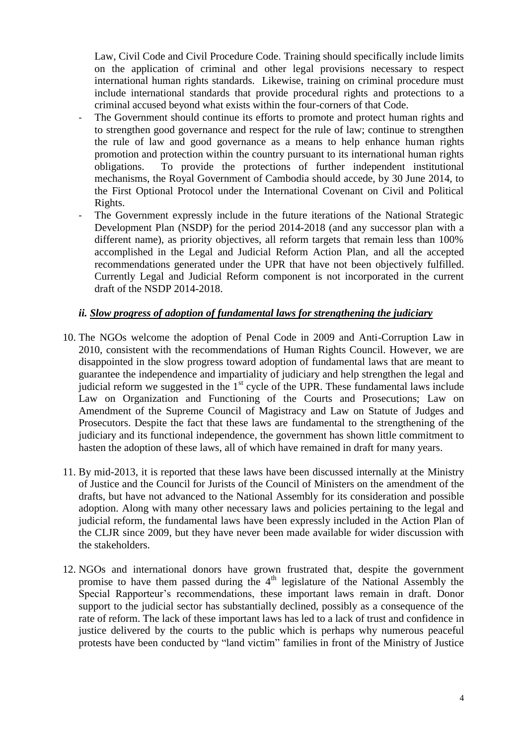Law, Civil Code and Civil Procedure Code. Training should specifically include limits on the application of criminal and other legal provisions necessary to respect international human rights standards. Likewise, training on criminal procedure must include international standards that provide procedural rights and protections to a criminal accused beyond what exists within the four-corners of that Code.

- The Government should continue its efforts to promote and protect human rights and to strengthen good governance and respect for the rule of law; continue to strengthen the rule of law and good governance as a means to help enhance human rights promotion and protection within the country pursuant to its international human rights obligations. To provide the protections of further independent institutional mechanisms, the Royal Government of Cambodia should accede, by 30 June 2014, to the First Optional Protocol under the International Covenant on Civil and Political Rights.
- The Government expressly include in the future iterations of the National Strategic Development Plan (NSDP) for the period 2014-2018 (and any successor plan with a different name), as priority objectives, all reform targets that remain less than 100% accomplished in the Legal and Judicial Reform Action Plan, and all the accepted recommendations generated under the UPR that have not been objectively fulfilled. Currently Legal and Judicial Reform component is not incorporated in the current draft of the NSDP 2014-2018.

### *ii. Slow progress of adoption of fundamental laws for strengthening the judiciary*

10. The NGOs welcome the adoption of Penal Code in 2009 and Anti-Corruption Law in 2010, consistent with the recommendations of Human Rights Council. However, we are disappointed in the slow progress toward adoption of fundamental laws that are meant to guarantee the independence and impartiality of judiciary and help strengthen the legal and judicial reform we suggested in the 1st cycle of the UPR. These fundamental laws include Law on Organization and Functioning of the Courts and Prosecutions; Law on Amendment of the Supreme Council of Magistracy and Law on Statute of Judges and Prosecutors. Despite the fact that these laws are fundamental to the strengthening of the judiciary and its functional independence, the government has shown little commitment to hasten the adoption of these laws, all of which have remained in draft for many years.

11. By mid-2013, it is reported that these laws have been discussed internally at the Ministry of Justice and the Council for Jurists of the Council of Ministers on the amendment of the drafts, but have not advanced to the National Assembly for its consideration and possible adoption. Along with many other necessary laws and policies pertaining to the legal and judicial reform, the fundamental laws have been expressly included in the Action Plan of the CLJR since 2009, but they have never been made available for wider discussion with the stakeholders.

12. NGOs and international donors have grown frustrated that, despite the government promise to have them passed during the 4th legislature of the National Assembly the Special Rapporteur's recommendations, these important laws remain in draft. Donor support to the judicial sector has substantially declined, possibly as a consequence of the rate of reform. The lack of these important laws has led to a lack of trust and confidence in justice delivered by the courts to the public which is perhaps why numerous peaceful protests have been conducted by "land victim" families in front of the Ministry of Justice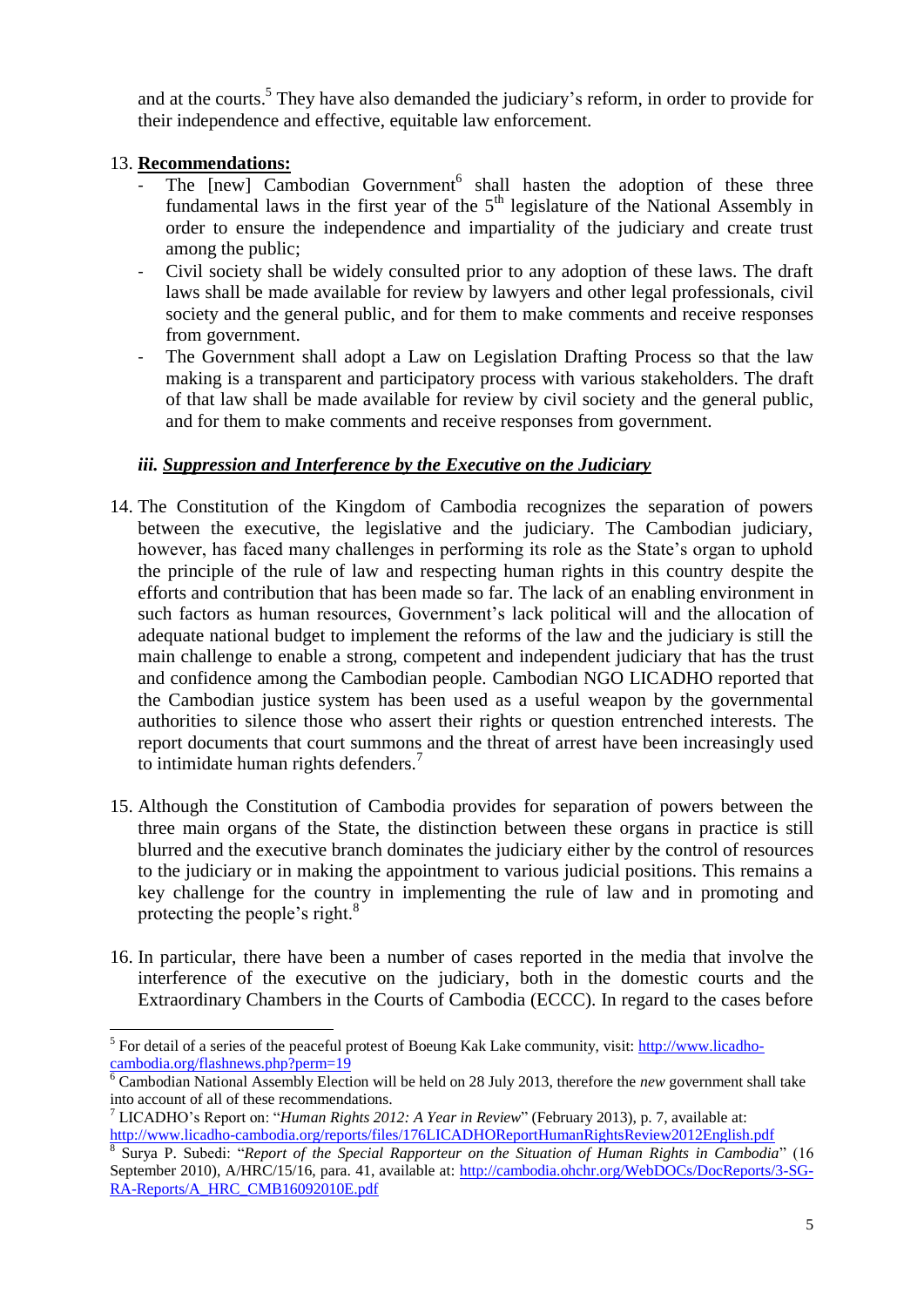and at the courts.[5] They have also demanded the judiciary's reform, in order to provide for their independence and effective, equitable law enforcement.

13. **Recommendations:**
   - The [new] Cambodian Government[6] shall hasten the adoption of these three fundamental laws in the first year of the 5th legislature of the National Assembly in order to ensure the independence and impartiality of the judiciary and create trust among the public;
   - Civil society shall be widely consulted prior to any adoption of these laws. The draft laws shall be made available for review by lawyers and other legal professionals, civil society and the general public, and for them to make comments and receive responses from government.
   - The Government shall adopt a Law on Legislation Drafting Process so that the law making is a transparent and participatory process with various stakeholders. The draft of that law shall be made available for review by civil society and the general public, and for them to make comments and receive responses from government.

### *iii. Suppression and Interference by the Executive on the Judiciary*

14. The Constitution of the Kingdom of Cambodia recognizes the separation of powers between the executive, the legislative and the judiciary. The Cambodian judiciary, however, has faced many challenges in performing its role as the State's organ to uphold the principle of the rule of law and respecting human rights in this country despite the efforts and contribution that has been made so far. The lack of an enabling environment in such factors as human resources, Government's lack political will and the allocation of adequate national budget to implement the reforms of the law and the judiciary is still the main challenge to enable a strong, competent and independent judiciary that has the trust and confidence among the Cambodian people. Cambodian NGO LICADHO reported that the Cambodian justice system has been used as a useful weapon by the governmental authorities to silence those who assert their rights or question entrenched interests. The report documents that court summons and the threat of arrest have been increasingly used to intimidate human rights defenders.[7]

15. Although the Constitution of Cambodia provides for separation of powers between the three main organs of the State, the distinction between these organs in practice is still blurred and the executive branch dominates the judiciary either by the control of resources to the judiciary or in making the appointment to various judicial positions. This remains a key challenge for the country in implementing the rule of law and in promoting and protecting the people's right.[8]

16. In particular, there have been a number of cases reported in the media that involve the interference of the executive on the judiciary, both in the domestic courts and the Extraordinary Chambers in the Courts of Cambodia (ECCC). In regard to the cases before

---

[5] For detail of a series of the peaceful protest of Boeung Kak Lake community, visit: http://www.licadho-cambodia.org/flashnews.php?perm=19

[6] Cambodian National Assembly Election will be held on 28 July 2013, therefore the *new* government shall take into account of all of these recommendations.

[7] LICADHO's Report on: "*Human Rights 2012: A Year in Review*" (February 2013), p. 7, available at: http://www.licadho-cambodia.org/reports/files/176LICADHOReportHumanRightsReview2012English.pdf

[8] Surya P. Subedi: "*Report of the Special Rapporteur on the Situation of Human Rights in Cambodia*" (16 September 2010), A/HRC/15/16, para. 41, available at: http://cambodia.ohchr.org/WebDOCs/DocReports/3-SG-RA-Reports/A_HRC_CMB16092010E.pdf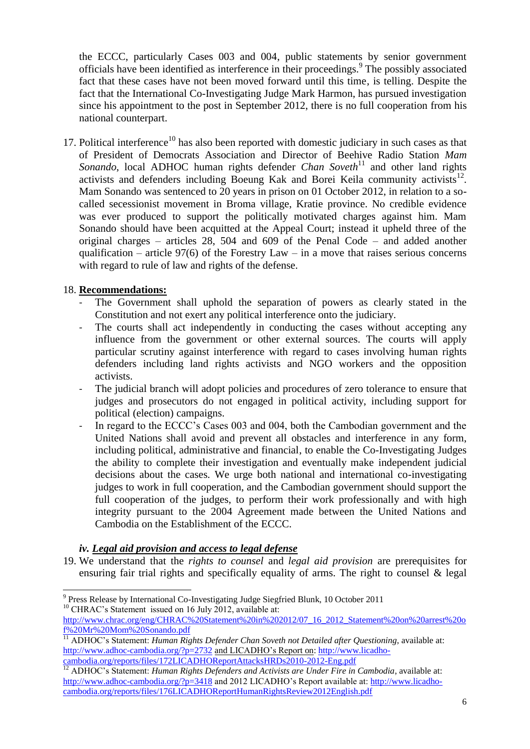the ECCC, particularly Cases 003 and 004, public statements by senior government officials have been identified as interference in their proceedings.[9] The possibly associated fact that these cases have not been moved forward until this time, is telling. Despite the fact that the International Co-Investigating Judge Mark Harmon, has pursued investigation since his appointment to the post in September 2012, there is no full cooperation from his national counterpart.

17. Political interference[10] has also been reported with domestic judiciary in such cases as that of President of Democrats Association and Director of Beehive Radio Station *Mam Sonando*, local ADHOC human rights defender *Chan Soveth*[11] and other land rights activists and defenders including Boeung Kak and Borei Keila community activists[12]. Mam Sonando was sentenced to 20 years in prison on 01 October 2012, in relation to a so-called secessionist movement in Broma village, Kratie province. No credible evidence was ever produced to support the politically motivated charges against him. Mam Sonando should have been acquitted at the Appeal Court; instead it upheld three of the original charges – articles 28, 504 and 609 of the Penal Code – and added another qualification – article 97(6) of the Forestry Law – in a move that raises serious concerns with regard to rule of law and rights of the defense.

18. **Recommendations:**
   - The Government shall uphold the separation of powers as clearly stated in the Constitution and not exert any political interference onto the judiciary.
   - The courts shall act independently in conducting the cases without accepting any influence from the government or other external sources. The courts will apply particular scrutiny against interference with regard to cases involving human rights defenders including land rights activists and NGO workers and the opposition activists.
   - The judicial branch will adopt policies and procedures of zero tolerance to ensure that judges and prosecutors do not engaged in political activity, including support for political (election) campaigns.
   - In regard to the ECCC's Cases 003 and 004, both the Cambodian government and the United Nations shall avoid and prevent all obstacles and interference in any form, including political, administrative and financial, to enable the Co-Investigating Judges the ability to complete their investigation and eventually make independent judicial decisions about the cases. We urge both national and international co-investigating judges to work in full cooperation, and the Cambodian government should support the full cooperation of the judges, to perform their work professionally and with high integrity pursuant to the 2004 Agreement made between the United Nations and Cambodia on the Establishment of the ECCC.

#### ***iv. Legal aid provision and access to legal defense***

19. We understand that the *rights to counsel* and *legal aid provision* are prerequisites for ensuring fair trial rights and specifically equality of arms. The right to counsel & legal

---

[9] Press Release by International Co-Investigating Judge Siegfried Blunk, 10 October 2011

[10] CHRAC's Statement issued on 16 July 2012, available at: http://www.chrac.org/eng/CHRAC%20Statement%20in%202012/07_16_2012_Statement%20on%20arrest%20of%20Mr%20Mom%20Sonando.pdf

[11] ADHOC's Statement: *Human Rights Defender Chan Soveth not Detailed after Questioning*, available at: http://www.adhoc-cambodia.org/?p=2732 and LICADHO's Report on: http://www.licadho-cambodia.org/reports/files/172LICADHOReportAttacksHRDs2010-2012-Eng.pdf

[12] ADHOC's Statement: *Human Rights Defenders and Activists are Under Fire in Cambodia*, available at: http://www.adhoc-cambodia.org/?p=3418 and 2012 LICADHO's Report available at: http://www.licadho-cambodia.org/reports/files/176LICADHOReportHumanRightsReview2012English.pdf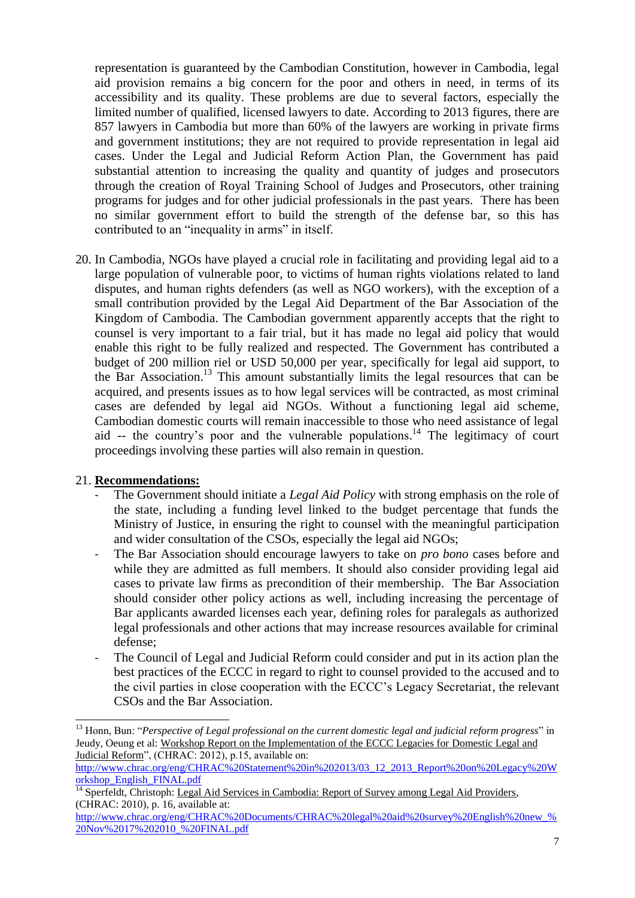representation is guaranteed by the Cambodian Constitution, however in Cambodia, legal aid provision remains a big concern for the poor and others in need, in terms of its accessibility and its quality. These problems are due to several factors, especially the limited number of qualified, licensed lawyers to date. According to 2013 figures, there are 857 lawyers in Cambodia but more than 60% of the lawyers are working in private firms and government institutions; they are not required to provide representation in legal aid cases. Under the Legal and Judicial Reform Action Plan, the Government has paid substantial attention to increasing the quality and quantity of judges and prosecutors through the creation of Royal Training School of Judges and Prosecutors, other training programs for judges and for other judicial professionals in the past years. There has been no similar government effort to build the strength of the defense bar, so this has contributed to an "inequality in arms" in itself.

20. In Cambodia, NGOs have played a crucial role in facilitating and providing legal aid to a large population of vulnerable poor, to victims of human rights violations related to land disputes, and human rights defenders (as well as NGO workers), with the exception of a small contribution provided by the Legal Aid Department of the Bar Association of the Kingdom of Cambodia. The Cambodian government apparently accepts that the right to counsel is very important to a fair trial, but it has made no legal aid policy that would enable this right to be fully realized and respected. The Government has contributed a budget of 200 million riel or USD 50,000 per year, specifically for legal aid support, to the Bar Association.[13] This amount substantially limits the legal resources that can be acquired, and presents issues as to how legal services will be contracted, as most criminal cases are defended by legal aid NGOs. Without a functioning legal aid scheme, Cambodian domestic courts will remain inaccessible to those who need assistance of legal aid -- the country's poor and the vulnerable populations.[14] The legitimacy of court proceedings involving these parties will also remain in question.

21. **Recommendations:**
    - The Government should initiate a *Legal Aid Policy* with strong emphasis on the role of the state, including a funding level linked to the budget percentage that funds the Ministry of Justice, in ensuring the right to counsel with the meaningful participation and wider consultation of the CSOs, especially the legal aid NGOs;
    - The Bar Association should encourage lawyers to take on *pro bono* cases before and while they are admitted as full members. It should also consider providing legal aid cases to private law firms as precondition of their membership. The Bar Association should consider other policy actions as well, including increasing the percentage of Bar applicants awarded licenses each year, defining roles for paralegals as authorized legal professionals and other actions that may increase resources available for criminal defense;
    - The Council of Legal and Judicial Reform could consider and put in its action plan the best practices of the ECCC in regard to right to counsel provided to the accused and to the civil parties in close cooperation with the ECCC's Legacy Secretariat, the relevant CSOs and the Bar Association.

---

[13] Honn, Bun: "*Perspective of Legal professional on the current domestic legal and judicial reform progress*" in Jeudy, Oeung et al: Workshop Report on the Implementation of the ECCC Legacies for Domestic Legal and Judicial Reform", (CHRAC: 2012), p.15, available on: http://www.chrac.org/eng/CHRAC%20Statement%20in%202013/03_12_2013_Report%20on%20Legacy%20Workshop_English_FINAL.pdf

[14] Sperfeldt, Christoph: Legal Aid Services in Cambodia: Report of Survey among Legal Aid Providers, (CHRAC: 2010), p. 16, available at: http://www.chrac.org/eng/CHRAC%20Documents/CHRAC%20legal%20aid%20survey%20English%20new_%20Nov%2017%202010_%20FINAL.pdf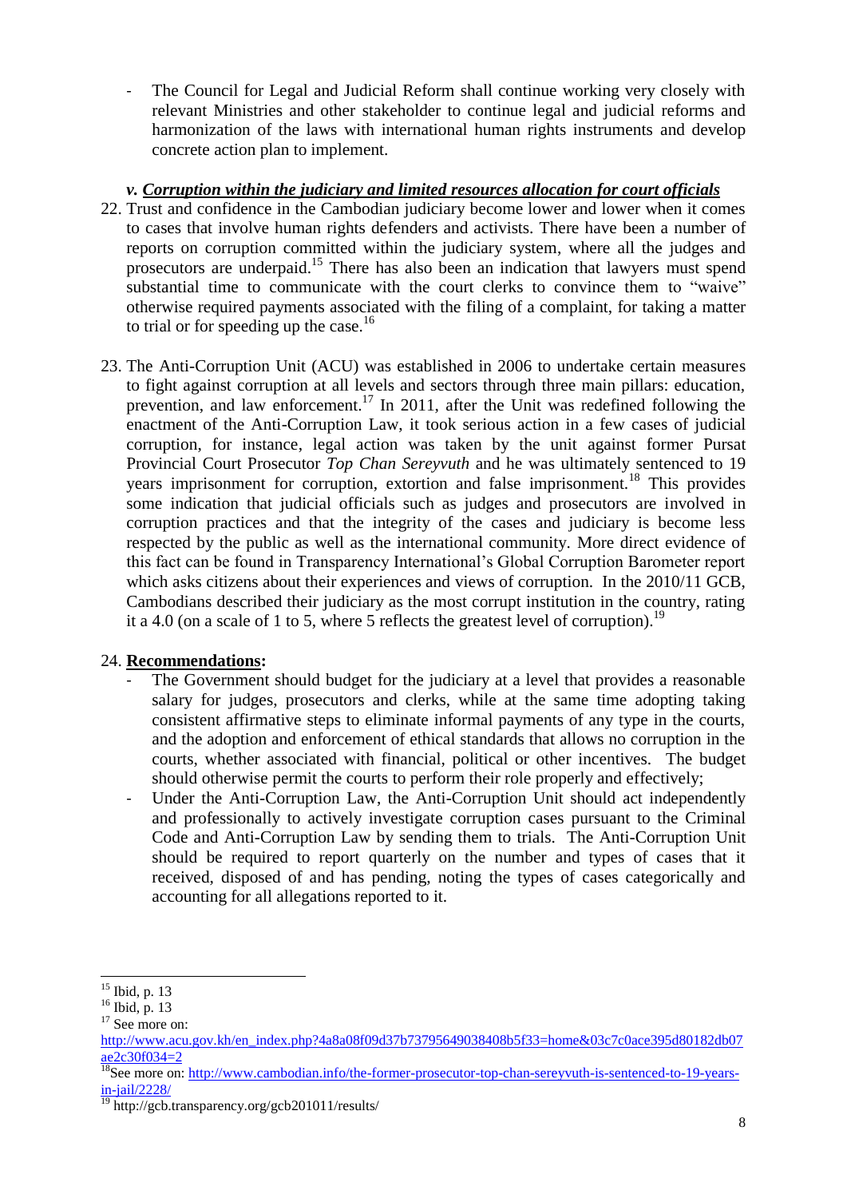- The Council for Legal and Judicial Reform shall continue working very closely with relevant Ministries and other stakeholder to continue legal and judicial reforms and harmonization of the laws with international human rights instruments and develop concrete action plan to implement.

### v. ***Corruption within the judiciary and limited resources allocation for court officials***

22. Trust and confidence in the Cambodian judiciary become lower and lower when it comes to cases that involve human rights defenders and activists. There have been a number of reports on corruption committed within the judiciary system, where all the judges and prosecutors are underpaid.[15] There has also been an indication that lawyers must spend substantial time to communicate with the court clerks to convince them to "waive" otherwise required payments associated with the filing of a complaint, for taking a matter to trial or for speeding up the case.[16]

23. The Anti-Corruption Unit (ACU) was established in 2006 to undertake certain measures to fight against corruption at all levels and sectors through three main pillars: education, prevention, and law enforcement.[17] In 2011, after the Unit was redefined following the enactment of the Anti-Corruption Law, it took serious action in a few cases of judicial corruption, for instance, legal action was taken by the unit against former Pursat Provincial Court Prosecutor *Top Chan Sereyvuth* and he was ultimately sentenced to 19 years imprisonment for corruption, extortion and false imprisonment.[18] This provides some indication that judicial officials such as judges and prosecutors are involved in corruption practices and that the integrity of the cases and judiciary is become less respected by the public as well as the international community. More direct evidence of this fact can be found in Transparency International's Global Corruption Barometer report which asks citizens about their experiences and views of corruption. In the 2010/11 GCB, Cambodians described their judiciary as the most corrupt institution in the country, rating it a 4.0 (on a scale of 1 to 5, where 5 reflects the greatest level of corruption).[19]

24. **Recommendations:**
    - The Government should budget for the judiciary at a level that provides a reasonable salary for judges, prosecutors and clerks, while at the same time adopting taking consistent affirmative steps to eliminate informal payments of any type in the courts, and the adoption and enforcement of ethical standards that allows no corruption in the courts, whether associated with financial, political or other incentives. The budget should otherwise permit the courts to perform their role properly and effectively;
    - Under the Anti-Corruption Law, the Anti-Corruption Unit should act independently and professionally to actively investigate corruption cases pursuant to the Criminal Code and Anti-Corruption Law by sending them to trials. The Anti-Corruption Unit should be required to report quarterly on the number and types of cases that it received, disposed of and has pending, noting the types of cases categorically and accounting for all allegations reported to it.

---

[15] Ibid, p. 13

[16] Ibid, p. 13

[17] See more on: http://www.acu.gov.kh/en_index.php?4a8a08f09d37b73795649038408b5f33=home&03c7c0ace395d80182db07ae2c30f034=2

[18] See more on: http://www.cambodian.info/the-former-prosecutor-top-chan-sereyvuth-is-sentenced-to-19-years-in-jail/2228/

[19] http://gcb.transparency.org/gcb201011/results/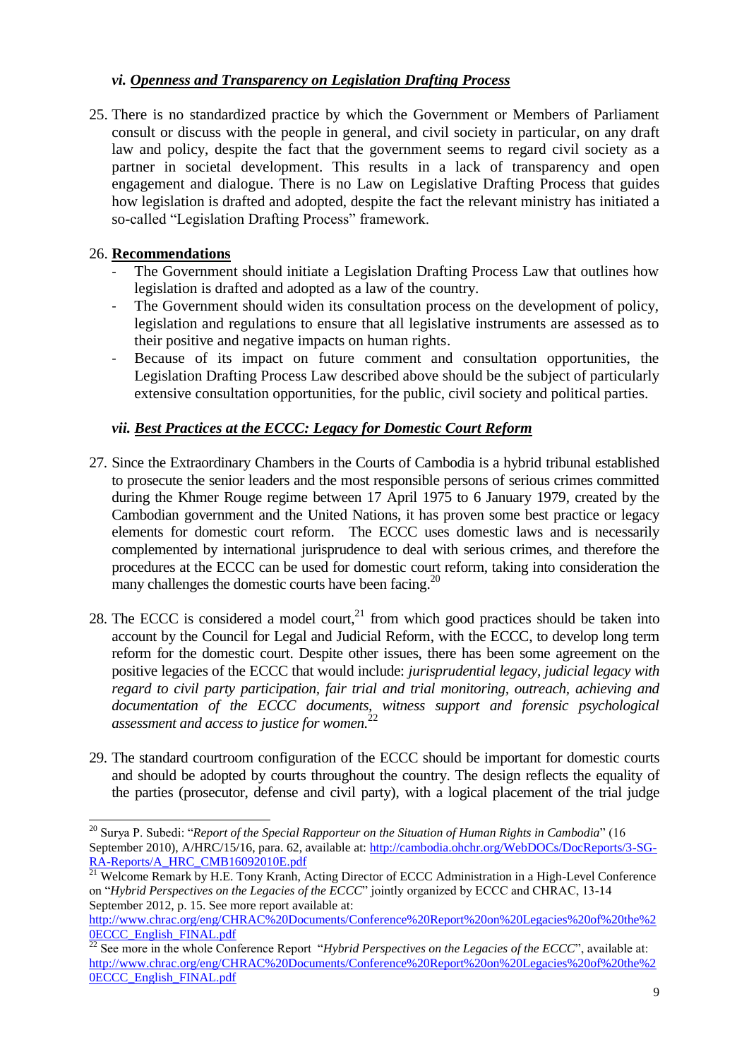### *vi. Openness and Transparency on Legislation Drafting Process*

25. There is no standardized practice by which the Government or Members of Parliament consult or discuss with the people in general, and civil society in particular, on any draft law and policy, despite the fact that the government seems to regard civil society as a partner in societal development. This results in a lack of transparency and open engagement and dialogue. There is no Law on Legislative Drafting Process that guides how legislation is drafted and adopted, despite the fact the relevant ministry has initiated a so-called "Legislation Drafting Process" framework.

26. **Recommendations**
    - The Government should initiate a Legislation Drafting Process Law that outlines how legislation is drafted and adopted as a law of the country.
    - The Government should widen its consultation process on the development of policy, legislation and regulations to ensure that all legislative instruments are assessed as to their positive and negative impacts on human rights.
    - Because of its impact on future comment and consultation opportunities, the Legislation Drafting Process Law described above should be the subject of particularly extensive consultation opportunities, for the public, civil society and political parties.

### *vii. Best Practices at the ECCC: Legacy for Domestic Court Reform*

27. Since the Extraordinary Chambers in the Courts of Cambodia is a hybrid tribunal established to prosecute the senior leaders and the most responsible persons of serious crimes committed during the Khmer Rouge regime between 17 April 1975 to 6 January 1979, created by the Cambodian government and the United Nations, it has proven some best practice or legacy elements for domestic court reform. The ECCC uses domestic laws and is necessarily complemented by international jurisprudence to deal with serious crimes, and therefore the procedures at the ECCC can be used for domestic court reform, taking into consideration the many challenges the domestic courts have been facing.[20]

28. The ECCC is considered a model court,[21] from which good practices should be taken into account by the Council for Legal and Judicial Reform, with the ECCC, to develop long term reform for the domestic court. Despite other issues, there has been some agreement on the positive legacies of the ECCC that would include: *jurisprudential legacy, judicial legacy with regard to civil party participation, fair trial and trial monitoring, outreach, achieving and documentation of the ECCC documents, witness support and forensic psychological assessment and access to justice for women.*[22]

29. The standard courtroom configuration of the ECCC should be important for domestic courts and should be adopted by courts throughout the country. The design reflects the equality of the parties (prosecutor, defense and civil party), with a logical placement of the trial judge

---

[20] Surya P. Subedi: "*Report of the Special Rapporteur on the Situation of Human Rights in Cambodia*" (16 September 2010), A/HRC/15/16, para. 62, available at: http://cambodia.ohchr.org/WebDOCs/DocReports/3-SG-RA-Reports/A_HRC_CMB16092010E.pdf

[21] Welcome Remark by H.E. Tony Kranh, Acting Director of ECCC Administration in a High-Level Conference on "*Hybrid Perspectives on the Legacies of the ECCC*" jointly organized by ECCC and CHRAC, 13-14 September 2012, p. 15. See more report available at: http://www.chrac.org/eng/CHRAC%20Documents/Conference%20Report%20on%20Legacies%20of%20the%20ECCC_English_FINAL.pdf

[22] See more in the whole Conference Report "*Hybrid Perspectives on the Legacies of the ECCC*", available at: http://www.chrac.org/eng/CHRAC%20Documents/Conference%20Report%20on%20Legacies%20of%20the%20ECCC_English_FINAL.pdf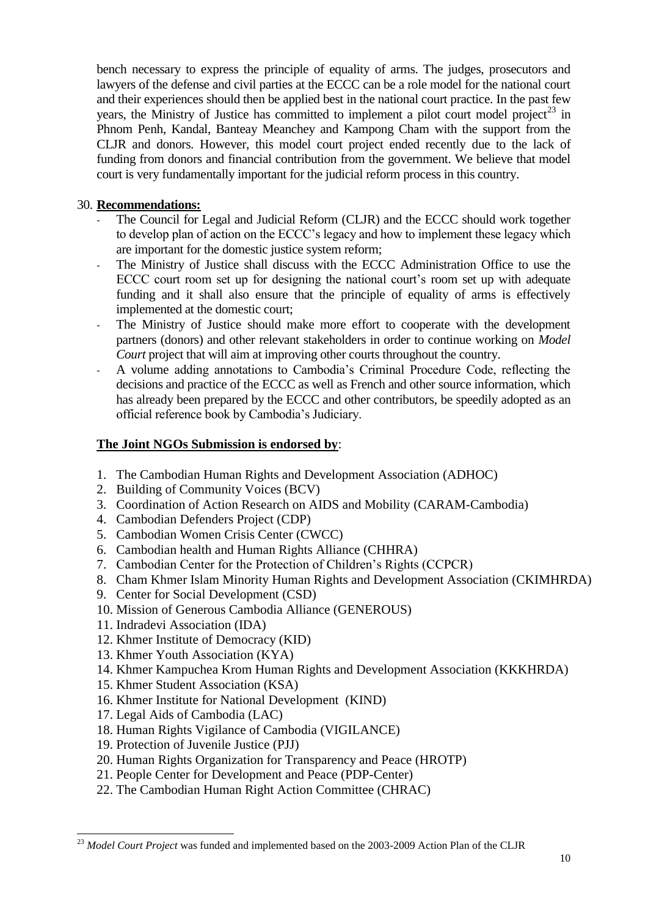bench necessary to express the principle of equality of arms. The judges, prosecutors and lawyers of the defense and civil parties at the ECCC can be a role model for the national court and their experiences should then be applied best in the national court practice. In the past few years, the Ministry of Justice has committed to implement a pilot court model project[23] in Phnom Penh, Kandal, Banteay Meanchey and Kampong Cham with the support from the CLJR and donors. However, this model court project ended recently due to the lack of funding from donors and financial contribution from the government. We believe that model court is very fundamentally important for the judicial reform process in this country.

30. **Recommendations:**

- The Council for Legal and Judicial Reform (CLJR) and the ECCC should work together to develop plan of action on the ECCC's legacy and how to implement these legacy which are important for the domestic justice system reform;
- The Ministry of Justice shall discuss with the ECCC Administration Office to use the ECCC court room set up for designing the national court's room set up with adequate funding and it shall also ensure that the principle of equality of arms is effectively implemented at the domestic court;
- The Ministry of Justice should make more effort to cooperate with the development partners (donors) and other relevant stakeholders in order to continue working on *Model Court* project that will aim at improving other courts throughout the country.
- A volume adding annotations to Cambodia's Criminal Procedure Code, reflecting the decisions and practice of the ECCC as well as French and other source information, which has already been prepared by the ECCC and other contributors, be speedily adopted as an official reference book by Cambodia's Judiciary.

**The Joint NGOs Submission is endorsed by**:

1. The Cambodian Human Rights and Development Association (ADHOC)
2. Building of Community Voices (BCV)
3. Coordination of Action Research on AIDS and Mobility (CARAM-Cambodia)
4. Cambodian Defenders Project (CDP)
5. Cambodian Women Crisis Center (CWCC)
6. Cambodian health and Human Rights Alliance (CHHRA)
7. Cambodian Center for the Protection of Children's Rights (CCPCR)
8. Cham Khmer Islam Minority Human Rights and Development Association (CKIMHRDA)
9. Center for Social Development (CSD)
10. Mission of Generous Cambodia Alliance (GENEROUS)
11. Indradevi Association (IDA)
12. Khmer Institute of Democracy (KID)
13. Khmer Youth Association (KYA)
14. Khmer Kampuchea Krom Human Rights and Development Association (KKKHRDA)
15. Khmer Student Association (KSA)
16. Khmer Institute for National Development (KIND)
17. Legal Aids of Cambodia (LAC)
18. Human Rights Vigilance of Cambodia (VIGILANCE)
19. Protection of Juvenile Justice (PJJ)
20. Human Rights Organization for Transparency and Peace (HROTP)
21. People Center for Development and Peace (PDP-Center)
22. The Cambodian Human Right Action Committee (CHRAC)

[23] *Model Court Project* was funded and implemented based on the 2003-2009 Action Plan of the CLJR